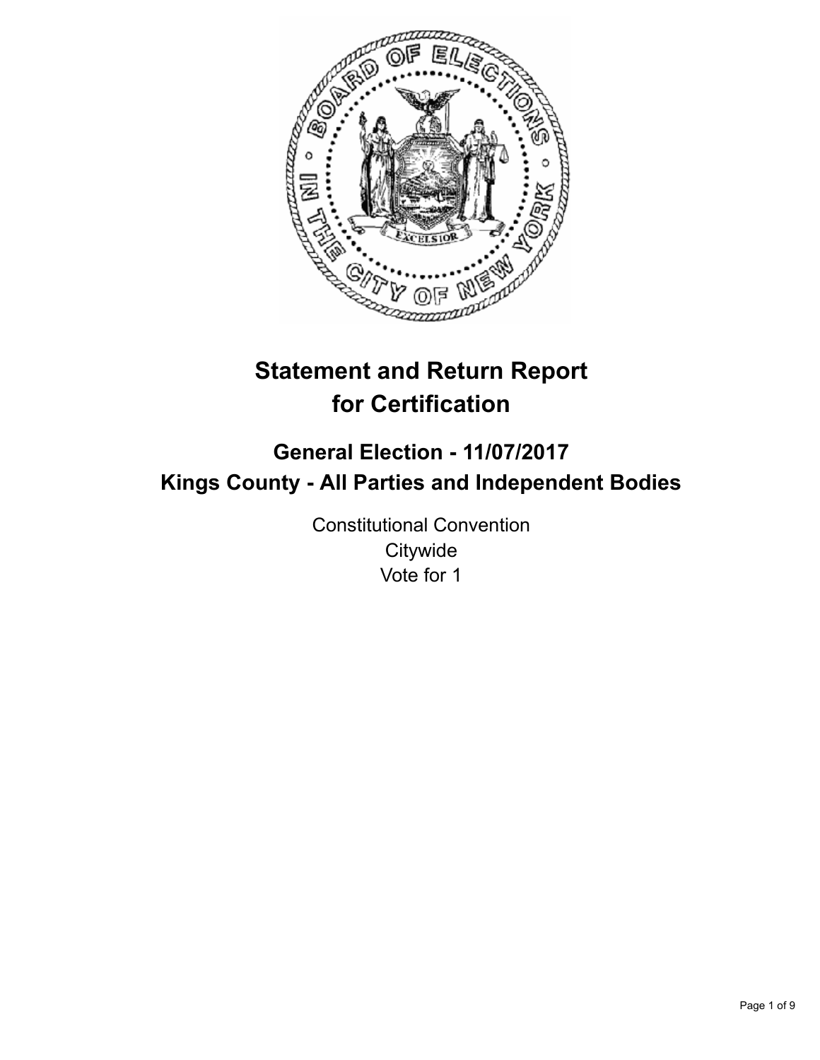# Statement and Return Report for Certification

## General Election - 11/07/2017
## Kings County - All Parties and Independent Bodies

Constitutional Convention
Citywide
Vote for 1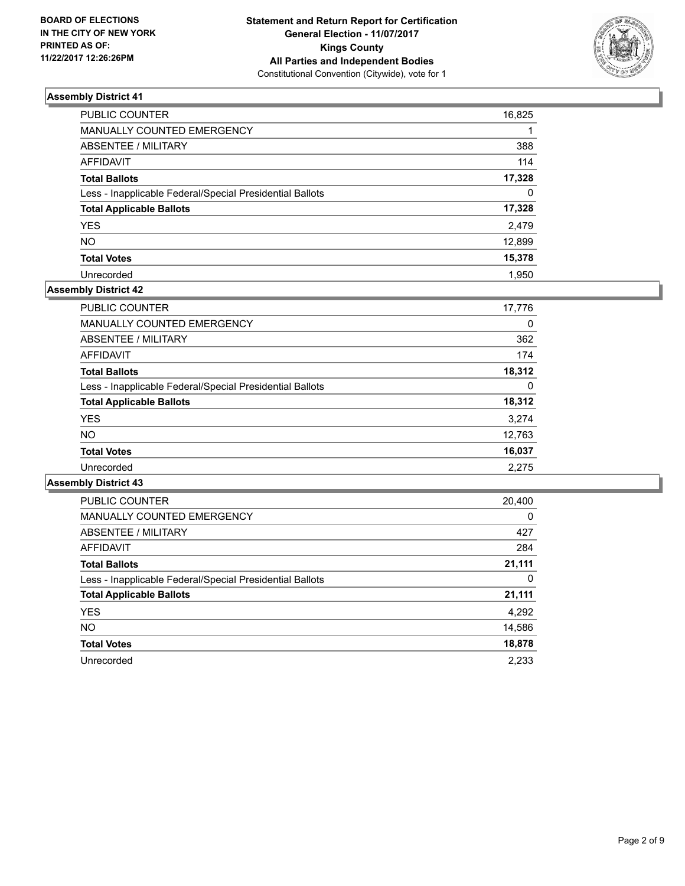BOARD OF ELECTIONS
IN THE CITY OF NEW YORK
PRINTED AS OF:
11/22/2017 12:26:26PM

**Statement and Return Report for Certification**
**General Election - 11/07/2017**
**Kings County**
**All Parties and Independent Bodies**
Constitutional Convention (Citywide), vote for 1

### Assembly District 41

| | |
|---|---|
| PUBLIC COUNTER | 16,825 |
| MANUALLY COUNTED EMERGENCY | 1 |
| ABSENTEE / MILITARY | 388 |
| AFFIDAVIT | 114 |
| **Total Ballots** | **17,328** |
| Less - Inapplicable Federal/Special Presidential Ballots | 0 |
| **Total Applicable Ballots** | **17,328** |
| YES | 2,479 |
| NO | 12,899 |
| **Total Votes** | **15,378** |
| Unrecorded | 1,950 |

### Assembly District 42

| | |
|---|---|
| PUBLIC COUNTER | 17,776 |
| MANUALLY COUNTED EMERGENCY | 0 |
| ABSENTEE / MILITARY | 362 |
| AFFIDAVIT | 174 |
| **Total Ballots** | **18,312** |
| Less - Inapplicable Federal/Special Presidential Ballots | 0 |
| **Total Applicable Ballots** | **18,312** |
| YES | 3,274 |
| NO | 12,763 |
| **Total Votes** | **16,037** |
| Unrecorded | 2,275 |

### Assembly District 43

| | |
|---|---|
| PUBLIC COUNTER | 20,400 |
| MANUALLY COUNTED EMERGENCY | 0 |
| ABSENTEE / MILITARY | 427 |
| AFFIDAVIT | 284 |
| **Total Ballots** | **21,111** |
| Less - Inapplicable Federal/Special Presidential Ballots | 0 |
| **Total Applicable Ballots** | **21,111** |
| YES | 4,292 |
| NO | 14,586 |
| **Total Votes** | **18,878** |
| Unrecorded | 2,233 |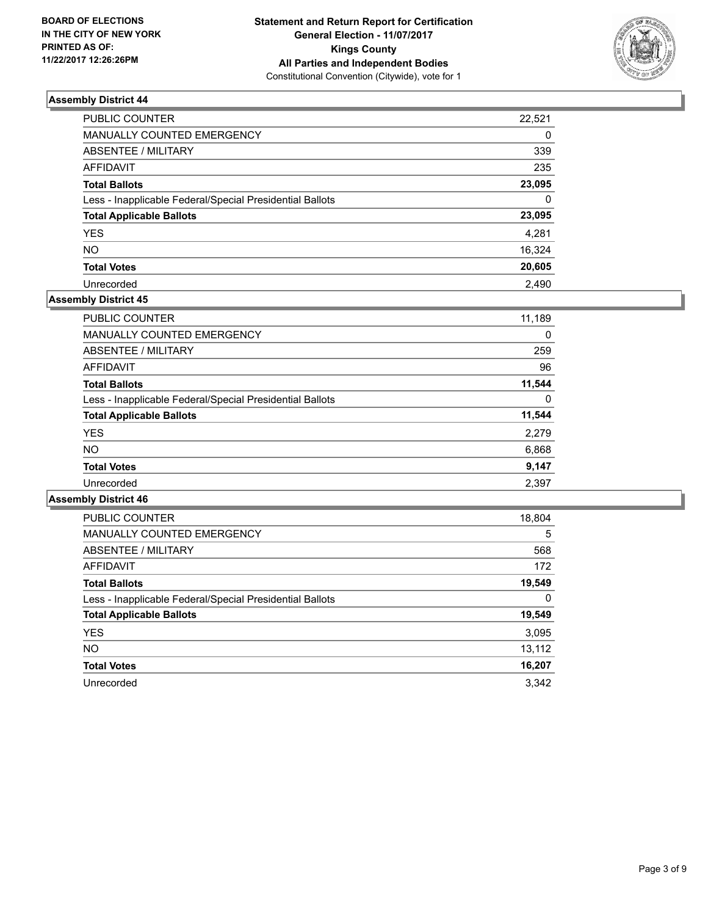BOARD OF ELECTIONS
IN THE CITY OF NEW YORK
PRINTED AS OF:
11/22/2017 12:26:26PM

**Statement and Return Report for Certification**
**General Election - 11/07/2017**
**Kings County**
**All Parties and Independent Bodies**
Constitutional Convention (Citywide), vote for 1

### Assembly District 44

| | |
|---|---|
| PUBLIC COUNTER | 22,521 |
| MANUALLY COUNTED EMERGENCY | 0 |
| ABSENTEE / MILITARY | 339 |
| AFFIDAVIT | 235 |
| **Total Ballots** | **23,095** |
| Less - Inapplicable Federal/Special Presidential Ballots | 0 |
| **Total Applicable Ballots** | **23,095** |
| YES | 4,281 |
| NO | 16,324 |
| **Total Votes** | **20,605** |
| Unrecorded | 2,490 |

### Assembly District 45

| | |
|---|---|
| PUBLIC COUNTER | 11,189 |
| MANUALLY COUNTED EMERGENCY | 0 |
| ABSENTEE / MILITARY | 259 |
| AFFIDAVIT | 96 |
| **Total Ballots** | **11,544** |
| Less - Inapplicable Federal/Special Presidential Ballots | 0 |
| **Total Applicable Ballots** | **11,544** |
| YES | 2,279 |
| NO | 6,868 |
| **Total Votes** | **9,147** |
| Unrecorded | 2,397 |

### Assembly District 46

| | |
|---|---|
| PUBLIC COUNTER | 18,804 |
| MANUALLY COUNTED EMERGENCY | 5 |
| ABSENTEE / MILITARY | 568 |
| AFFIDAVIT | 172 |
| **Total Ballots** | **19,549** |
| Less - Inapplicable Federal/Special Presidential Ballots | 0 |
| **Total Applicable Ballots** | **19,549** |
| YES | 3,095 |
| NO | 13,112 |
| **Total Votes** | **16,207** |
| Unrecorded | 3,342 |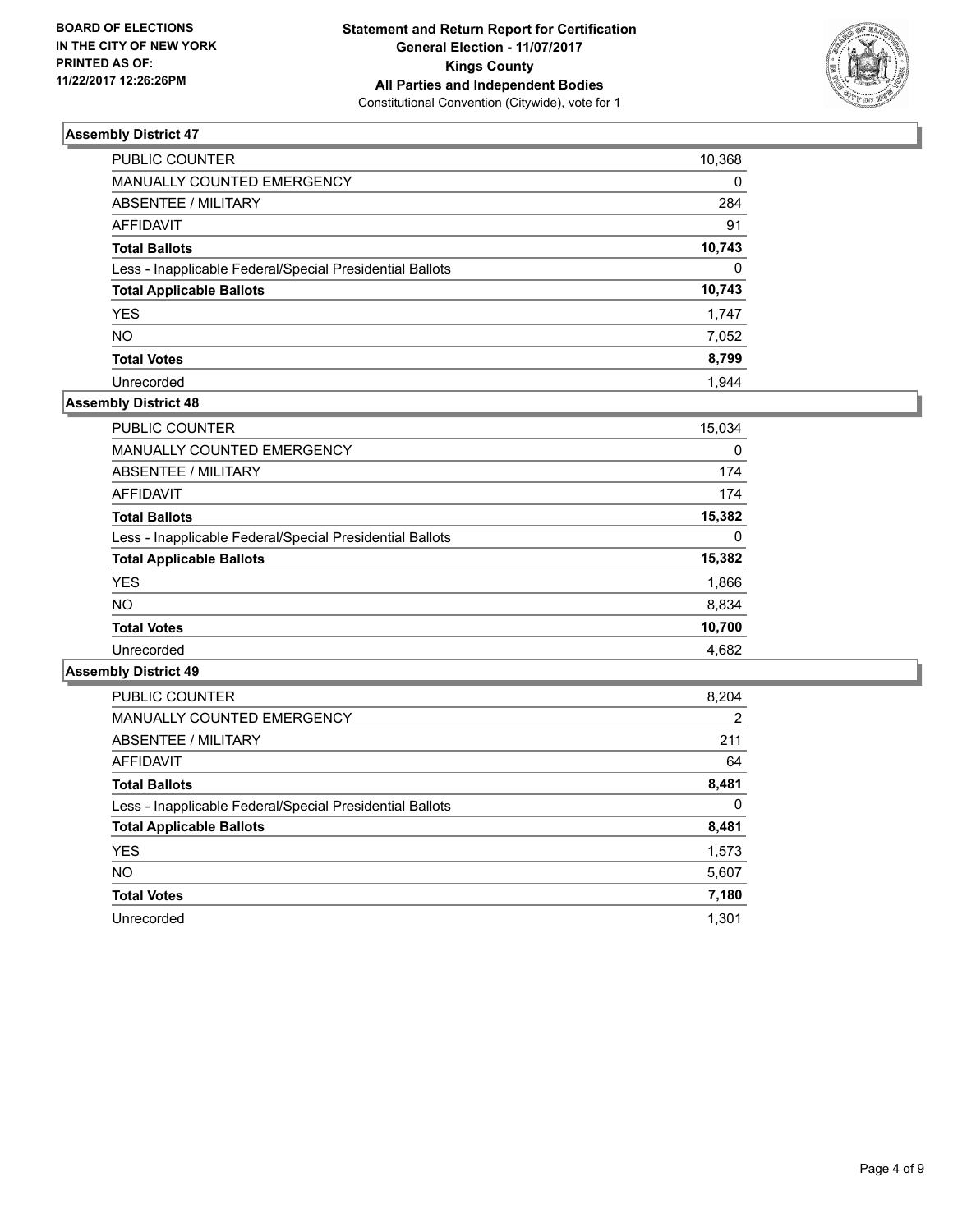BOARD OF ELECTIONS
IN THE CITY OF NEW YORK
PRINTED AS OF:
11/22/2017 12:26:26PM

**Statement and Return Report for Certification**
**General Election - 11/07/2017**
**Kings County**
**All Parties and Independent Bodies**
Constitutional Convention (Citywide), vote for 1

### Assembly District 47

| | |
|---|---|
| PUBLIC COUNTER | 10,368 |
| MANUALLY COUNTED EMERGENCY | 0 |
| ABSENTEE / MILITARY | 284 |
| AFFIDAVIT | 91 |
| **Total Ballots** | **10,743** |
| Less - Inapplicable Federal/Special Presidential Ballots | 0 |
| **Total Applicable Ballots** | **10,743** |
| YES | 1,747 |
| NO | 7,052 |
| **Total Votes** | **8,799** |
| Unrecorded | 1,944 |

### Assembly District 48

| | |
|---|---|
| PUBLIC COUNTER | 15,034 |
| MANUALLY COUNTED EMERGENCY | 0 |
| ABSENTEE / MILITARY | 174 |
| AFFIDAVIT | 174 |
| **Total Ballots** | **15,382** |
| Less - Inapplicable Federal/Special Presidential Ballots | 0 |
| **Total Applicable Ballots** | **15,382** |
| YES | 1,866 |
| NO | 8,834 |
| **Total Votes** | **10,700** |
| Unrecorded | 4,682 |

### Assembly District 49

| | |
|---|---|
| PUBLIC COUNTER | 8,204 |
| MANUALLY COUNTED EMERGENCY | 2 |
| ABSENTEE / MILITARY | 211 |
| AFFIDAVIT | 64 |
| **Total Ballots** | **8,481** |
| Less - Inapplicable Federal/Special Presidential Ballots | 0 |
| **Total Applicable Ballots** | **8,481** |
| YES | 1,573 |
| NO | 5,607 |
| **Total Votes** | **7,180** |
| Unrecorded | 1,301 |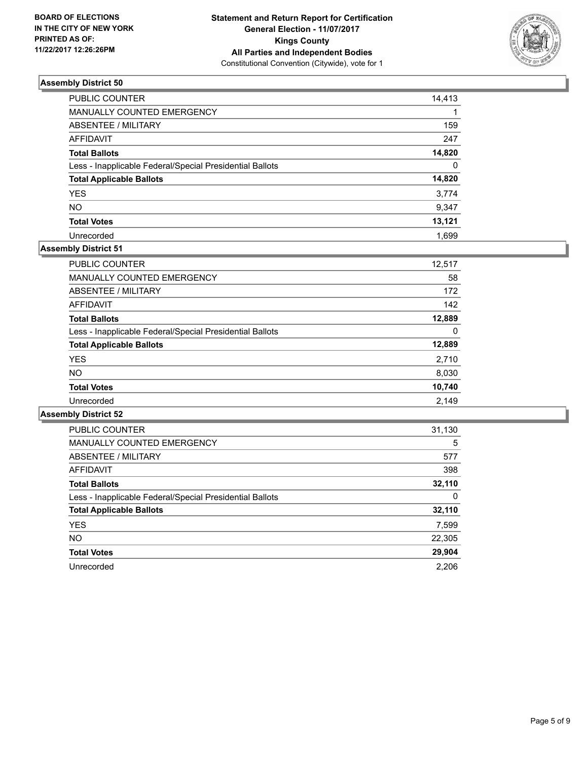BOARD OF ELECTIONS
IN THE CITY OF NEW YORK
PRINTED AS OF:
11/22/2017 12:26:26PM

**Statement and Return Report for Certification**
**General Election - 11/07/2017**
**Kings County**
**All Parties and Independent Bodies**
Constitutional Convention (Citywide), vote for 1

### Assembly District 50

| | |
|---|---|
| PUBLIC COUNTER | 14,413 |
| MANUALLY COUNTED EMERGENCY | 1 |
| ABSENTEE / MILITARY | 159 |
| AFFIDAVIT | 247 |
| **Total Ballots** | **14,820** |
| Less - Inapplicable Federal/Special Presidential Ballots | 0 |
| **Total Applicable Ballots** | **14,820** |
| YES | 3,774 |
| NO | 9,347 |
| **Total Votes** | **13,121** |
| Unrecorded | 1,699 |

### Assembly District 51

| | |
|---|---|
| PUBLIC COUNTER | 12,517 |
| MANUALLY COUNTED EMERGENCY | 58 |
| ABSENTEE / MILITARY | 172 |
| AFFIDAVIT | 142 |
| **Total Ballots** | **12,889** |
| Less - Inapplicable Federal/Special Presidential Ballots | 0 |
| **Total Applicable Ballots** | **12,889** |
| YES | 2,710 |
| NO | 8,030 |
| **Total Votes** | **10,740** |
| Unrecorded | 2,149 |

### Assembly District 52

| | |
|---|---|
| PUBLIC COUNTER | 31,130 |
| MANUALLY COUNTED EMERGENCY | 5 |
| ABSENTEE / MILITARY | 577 |
| AFFIDAVIT | 398 |
| **Total Ballots** | **32,110** |
| Less - Inapplicable Federal/Special Presidential Ballots | 0 |
| **Total Applicable Ballots** | **32,110** |
| YES | 7,599 |
| NO | 22,305 |
| **Total Votes** | **29,904** |
| Unrecorded | 2,206 |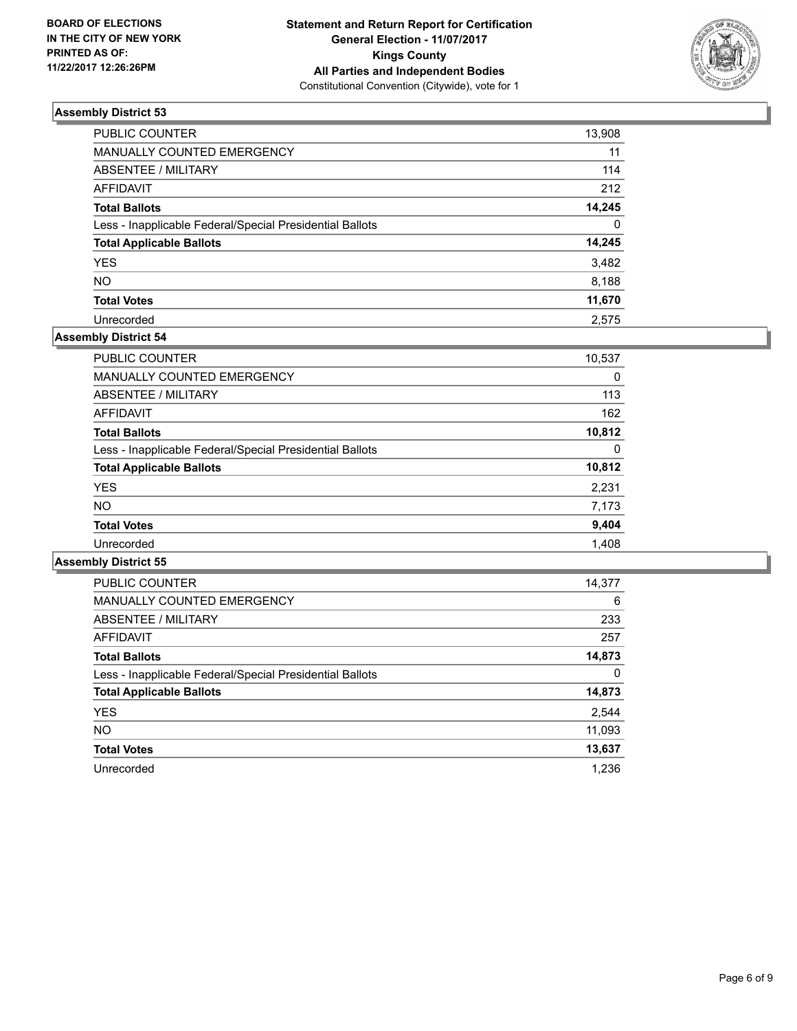BOARD OF ELECTIONS
IN THE CITY OF NEW YORK
PRINTED AS OF:
11/22/2017 12:26:26PM

**Statement and Return Report for Certification**
**General Election - 11/07/2017**
**Kings County**
**All Parties and Independent Bodies**
Constitutional Convention (Citywide), vote for 1

### Assembly District 53

| | |
|---|---|
| PUBLIC COUNTER | 13,908 |
| MANUALLY COUNTED EMERGENCY | 11 |
| ABSENTEE / MILITARY | 114 |
| AFFIDAVIT | 212 |
| **Total Ballots** | **14,245** |
| Less - Inapplicable Federal/Special Presidential Ballots | 0 |
| **Total Applicable Ballots** | **14,245** |
| YES | 3,482 |
| NO | 8,188 |
| **Total Votes** | **11,670** |
| Unrecorded | 2,575 |

### Assembly District 54

| | |
|---|---|
| PUBLIC COUNTER | 10,537 |
| MANUALLY COUNTED EMERGENCY | 0 |
| ABSENTEE / MILITARY | 113 |
| AFFIDAVIT | 162 |
| **Total Ballots** | **10,812** |
| Less - Inapplicable Federal/Special Presidential Ballots | 0 |
| **Total Applicable Ballots** | **10,812** |
| YES | 2,231 |
| NO | 7,173 |
| **Total Votes** | **9,404** |
| Unrecorded | 1,408 |

### Assembly District 55

| | |
|---|---|
| PUBLIC COUNTER | 14,377 |
| MANUALLY COUNTED EMERGENCY | 6 |
| ABSENTEE / MILITARY | 233 |
| AFFIDAVIT | 257 |
| **Total Ballots** | **14,873** |
| Less - Inapplicable Federal/Special Presidential Ballots | 0 |
| **Total Applicable Ballots** | **14,873** |
| YES | 2,544 |
| NO | 11,093 |
| **Total Votes** | **13,637** |
| Unrecorded | 1,236 |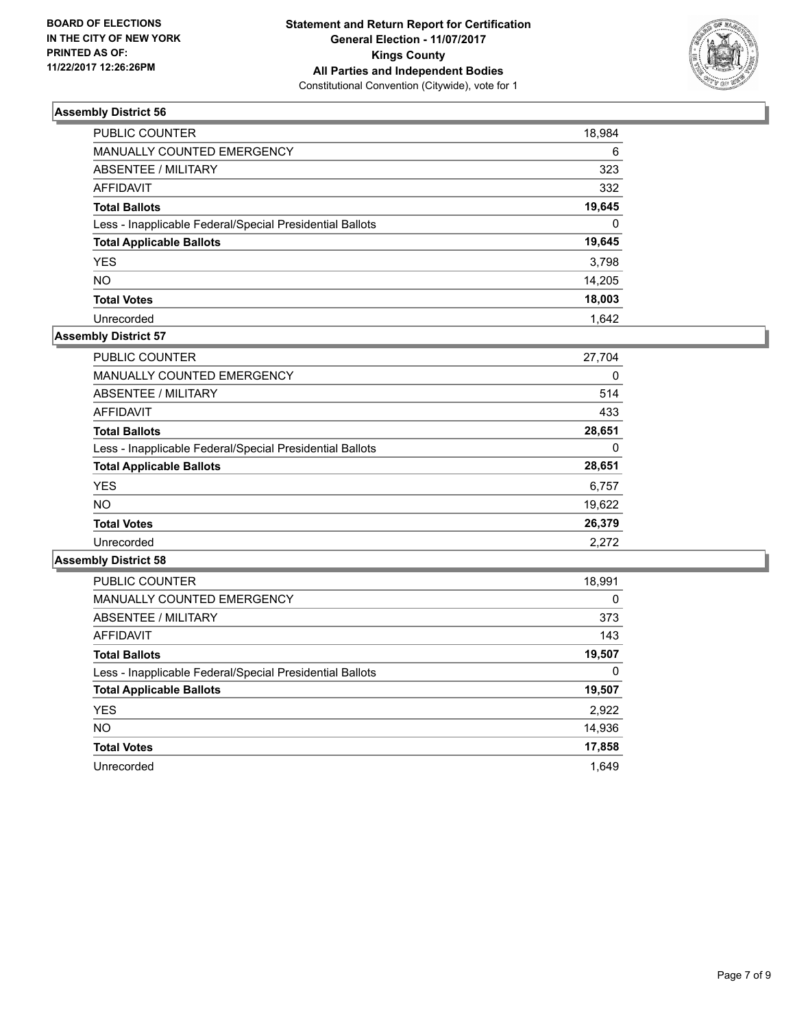**BOARD OF ELECTIONS IN THE CITY OF NEW YORK PRINTED AS OF: 11/22/2017 12:26:26PM**

**Statement and Return Report for Certification**
**General Election - 11/07/2017**
**Kings County**
**All Parties and Independent Bodies**
Constitutional Convention (Citywide), vote for 1

### Assembly District 56

| | |
|---|---|
| PUBLIC COUNTER | 18,984 |
| MANUALLY COUNTED EMERGENCY | 6 |
| ABSENTEE / MILITARY | 323 |
| AFFIDAVIT | 332 |
| **Total Ballots** | **19,645** |
| Less - Inapplicable Federal/Special Presidential Ballots | 0 |
| **Total Applicable Ballots** | **19,645** |
| YES | 3,798 |
| NO | 14,205 |
| **Total Votes** | **18,003** |
| Unrecorded | 1,642 |

### Assembly District 57

| | |
|---|---|
| PUBLIC COUNTER | 27,704 |
| MANUALLY COUNTED EMERGENCY | 0 |
| ABSENTEE / MILITARY | 514 |
| AFFIDAVIT | 433 |
| **Total Ballots** | **28,651** |
| Less - Inapplicable Federal/Special Presidential Ballots | 0 |
| **Total Applicable Ballots** | **28,651** |
| YES | 6,757 |
| NO | 19,622 |
| **Total Votes** | **26,379** |
| Unrecorded | 2,272 |

### Assembly District 58

| | |
|---|---|
| PUBLIC COUNTER | 18,991 |
| MANUALLY COUNTED EMERGENCY | 0 |
| ABSENTEE / MILITARY | 373 |
| AFFIDAVIT | 143 |
| **Total Ballots** | **19,507** |
| Less - Inapplicable Federal/Special Presidential Ballots | 0 |
| **Total Applicable Ballots** | **19,507** |
| YES | 2,922 |
| NO | 14,936 |
| **Total Votes** | **17,858** |
| Unrecorded | 1,649 |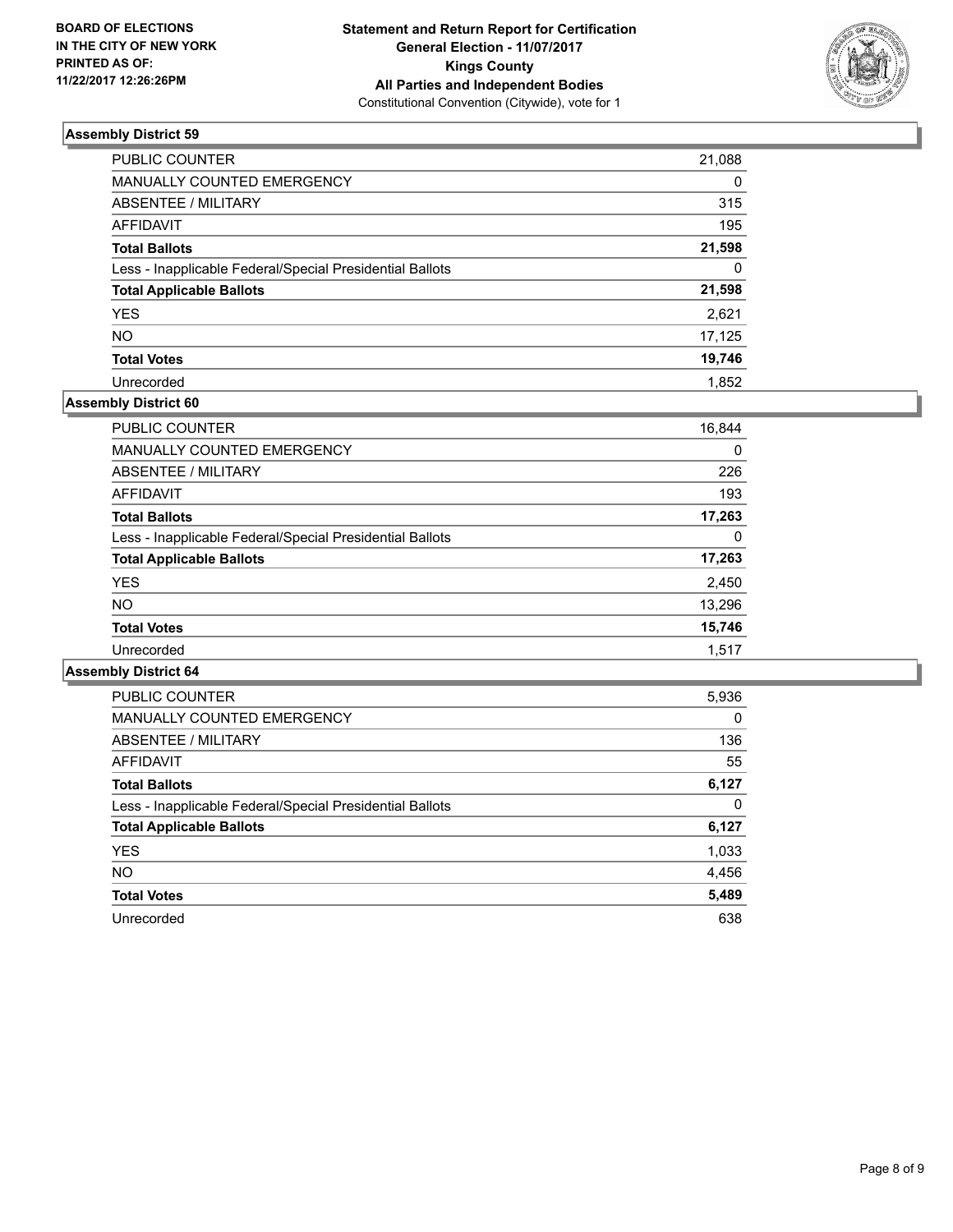**BOARD OF ELECTIONS IN THE CITY OF NEW YORK PRINTED AS OF: 11/22/2017 12:26:26PM**

**Statement and Return Report for Certification**
**General Election - 11/07/2017**
**Kings County**
**All Parties and Independent Bodies**
Constitutional Convention (Citywide), vote for 1

### Assembly District 59

| | |
|---|---|
| PUBLIC COUNTER | 21,088 |
| MANUALLY COUNTED EMERGENCY | 0 |
| ABSENTEE / MILITARY | 315 |
| AFFIDAVIT | 195 |
| **Total Ballots** | **21,598** |
| Less - Inapplicable Federal/Special Presidential Ballots | 0 |
| **Total Applicable Ballots** | **21,598** |
| YES | 2,621 |
| NO | 17,125 |
| **Total Votes** | **19,746** |
| Unrecorded | 1,852 |

### Assembly District 60

| | |
|---|---|
| PUBLIC COUNTER | 16,844 |
| MANUALLY COUNTED EMERGENCY | 0 |
| ABSENTEE / MILITARY | 226 |
| AFFIDAVIT | 193 |
| **Total Ballots** | **17,263** |
| Less - Inapplicable Federal/Special Presidential Ballots | 0 |
| **Total Applicable Ballots** | **17,263** |
| YES | 2,450 |
| NO | 13,296 |
| **Total Votes** | **15,746** |
| Unrecorded | 1,517 |

### Assembly District 64

| | |
|---|---|
| PUBLIC COUNTER | 5,936 |
| MANUALLY COUNTED EMERGENCY | 0 |
| ABSENTEE / MILITARY | 136 |
| AFFIDAVIT | 55 |
| **Total Ballots** | **6,127** |
| Less - Inapplicable Federal/Special Presidential Ballots | 0 |
| **Total Applicable Ballots** | **6,127** |
| YES | 1,033 |
| NO | 4,456 |
| **Total Votes** | **5,489** |
| Unrecorded | 638 |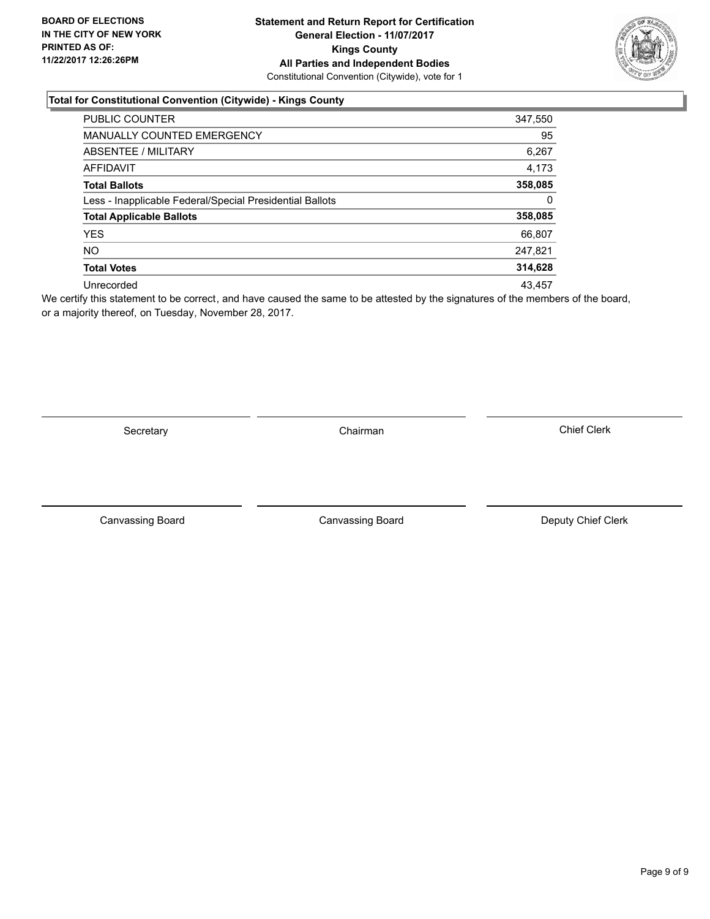**BOARD OF ELECTIONS IN THE CITY OF NEW YORK PRINTED AS OF: 11/22/2017 12:26:26PM**

**Statement and Return Report for Certification**
**General Election - 11/07/2017**
**Kings County**
**All Parties and Independent Bodies**
Constitutional Convention (Citywide), vote for 1

### Total for Constitutional Convention (Citywide) - Kings County

| | |
|---|---|
| PUBLIC COUNTER | 347,550 |
| MANUALLY COUNTED EMERGENCY | 95 |
| ABSENTEE / MILITARY | 6,267 |
| AFFIDAVIT | 4,173 |
| **Total Ballots** | **358,085** |
| Less - Inapplicable Federal/Special Presidential Ballots | 0 |
| **Total Applicable Ballots** | **358,085** |
| YES | 66,807 |
| NO | 247,821 |
| **Total Votes** | **314,628** |
| Unrecorded | 43,457 |

We certify this statement to be correct, and have caused the same to be attested by the signatures of the members of the board, or a majority thereof, on Tuesday, November 28, 2017.

Secretary

Chairman

Chief Clerk

Canvassing Board

Canvassing Board

Deputy Chief Clerk